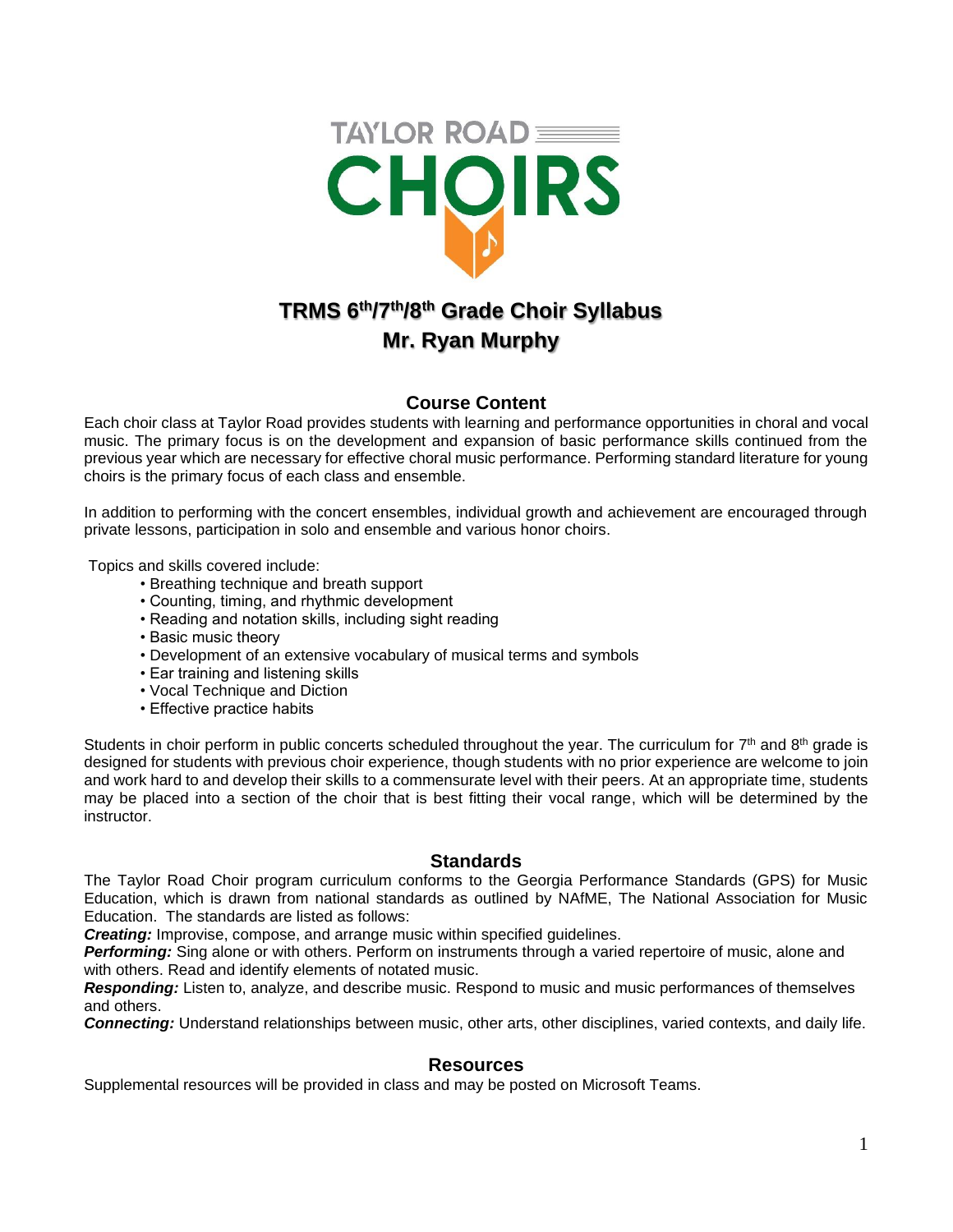# TRMS 6th/7th/8th Grade Choir Syllabus
## Mr. Ryan Murphy

### Course Content

Each choir class at Taylor Road provides students with learning and performance opportunities in choral and vocal music. The primary focus is on the development and expansion of basic performance skills continued from the previous year which are necessary for effective choral music performance. Performing standard literature for young choirs is the primary focus of each class and ensemble.

In addition to performing with the concert ensembles, individual growth and achievement are encouraged through private lessons, participation in solo and ensemble and various honor choirs.

Topics and skills covered include:

- Breathing technique and breath support
- Counting, timing, and rhythmic development
- Reading and notation skills, including sight reading
- Basic music theory
- Development of an extensive vocabulary of musical terms and symbols
- Ear training and listening skills
- Vocal Technique and Diction
- Effective practice habits

Students in choir perform in public concerts scheduled throughout the year. The curriculum for 7th and 8th grade is designed for students with previous choir experience, though students with no prior experience are welcome to join and work hard to and develop their skills to a commensurate level with their peers. At an appropriate time, students may be placed into a section of the choir that is best fitting their vocal range, which will be determined by the instructor.

### Standards

The Taylor Road Choir program curriculum conforms to the Georgia Performance Standards (GPS) for Music Education, which is drawn from national standards as outlined by NAfME, The National Association for Music Education. The standards are listed as follows:

***Creating:*** Improvise, compose, and arrange music within specified guidelines.

***Performing:*** Sing alone or with others. Perform on instruments through a varied repertoire of music, alone and with others. Read and identify elements of notated music.

***Responding:*** Listen to, analyze, and describe music. Respond to music and music performances of themselves and others.

***Connecting:*** Understand relationships between music, other arts, other disciplines, varied contexts, and daily life.

### Resources

Supplemental resources will be provided in class and may be posted on Microsoft Teams.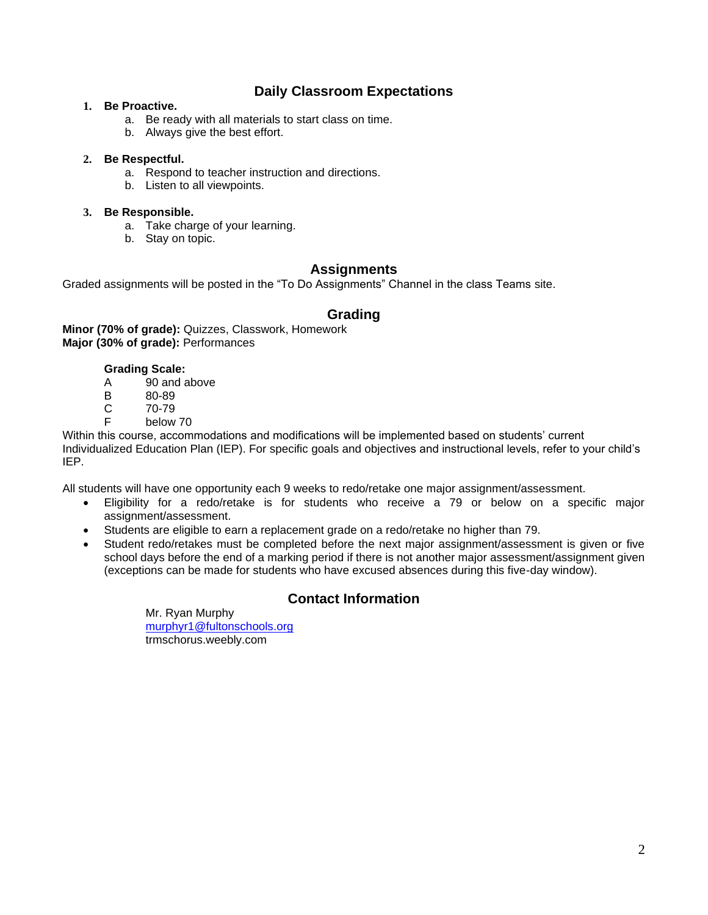## Daily Classroom Expectations

1. **Be Proactive.**
   a. Be ready with all materials to start class on time.
   b. Always give the best effort.

2. **Be Respectful.**
   a. Respond to teacher instruction and directions.
   b. Listen to all viewpoints.

3. **Be Responsible.**
   a. Take charge of your learning.
   b. Stay on topic.

## Assignments

Graded assignments will be posted in the "To Do Assignments" Channel in the class Teams site.

## Grading

**Minor (70% of grade):** Quizzes, Classwork, Homework
**Major (30% of grade):** Performances

**Grading Scale:**

| | |
|---|---|
| A | 90 and above |
| B | 80-89 |
| C | 70-79 |
| F | below 70 |

Within this course, accommodations and modifications will be implemented based on students' current Individualized Education Plan (IEP). For specific goals and objectives and instructional levels, refer to your child's IEP.

All students will have one opportunity each 9 weeks to redo/retake one major assignment/assessment.

- Eligibility for a redo/retake is for students who receive a 79 or below on a specific major assignment/assessment.
- Students are eligible to earn a replacement grade on a redo/retake no higher than 79.
- Student redo/retakes must be completed before the next major assignment/assessment is given or five school days before the end of a marking period if there is not another major assessment/assignment given (exceptions can be made for students who have excused absences during this five-day window).

## Contact Information

Mr. Ryan Murphy
murphyr1@fultonschools.org
trmschorus.weebly.com